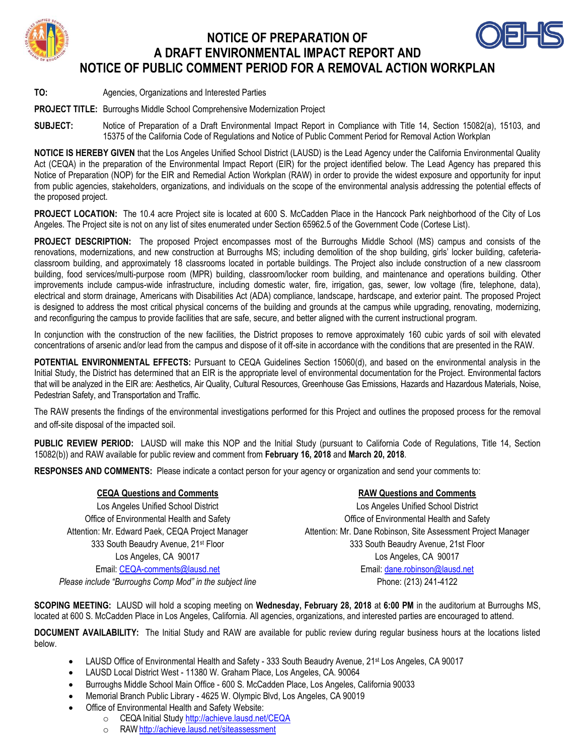# NOTICE OF PREPARATION OF A DRAFT ENVIRONMENTAL IMPACT REPORT AND NOTICE OF PUBLIC COMMENT PERIOD FOR A REMOVAL ACTION WORKPLAN

**TO:** Agencies, Organizations and Interested Parties

**PROJECT TITLE:** Burroughs Middle School Comprehensive Modernization Project

**SUBJECT:** Notice of Preparation of a Draft Environmental Impact Report in Compliance with Title 14, Section 15082(a), 15103, and 15375 of the California Code of Regulations and Notice of Public Comment Period for Removal Action Workplan

**NOTICE IS HEREBY GIVEN** that the Los Angeles Unified School District (LAUSD) is the Lead Agency under the California Environmental Quality Act (CEQA) in the preparation of the Environmental Impact Report (EIR) for the project identified below. The Lead Agency has prepared this Notice of Preparation (NOP) for the EIR and Remedial Action Workplan (RAW) in order to provide the widest exposure and opportunity for input from public agencies, stakeholders, organizations, and individuals on the scope of the environmental analysis addressing the potential effects of the proposed project.

**PROJECT LOCATION:** The 10.4 acre Project site is located at 600 S. McCadden Place in the Hancock Park neighborhood of the City of Los Angeles. The Project site is not on any list of sites enumerated under Section 65962.5 of the Government Code (Cortese List).

**PROJECT DESCRIPTION:** The proposed Project encompasses most of the Burroughs Middle School (MS) campus and consists of the renovations, modernizations, and new construction at Burroughs MS; including demolition of the shop building, girls' locker building, cafeteria-classroom building, and approximately 18 classrooms located in portable buildings. The Project also include construction of a new classroom building, food services/multi-purpose room (MPR) building, classroom/locker room building, and maintenance and operations building. Other improvements include campus-wide infrastructure, including domestic water, fire, irrigation, gas, sewer, low voltage (fire, telephone, data), electrical and storm drainage, Americans with Disabilities Act (ADA) compliance, landscape, hardscape, and exterior paint. The proposed Project is designed to address the most critical physical concerns of the building and grounds at the campus while upgrading, renovating, modernizing, and reconfiguring the campus to provide facilities that are safe, secure, and better aligned with the current instructional program.

In conjunction with the construction of the new facilities, the District proposes to remove approximately 160 cubic yards of soil with elevated concentrations of arsenic and/or lead from the campus and dispose of it off-site in accordance with the conditions that are presented in the RAW.

**POTENTIAL ENVIRONMENTAL EFFECTS:** Pursuant to CEQA Guidelines Section 15060(d), and based on the environmental analysis in the Initial Study, the District has determined that an EIR is the appropriate level of environmental documentation for the Project. Environmental factors that will be analyzed in the EIR are: Aesthetics, Air Quality, Cultural Resources, Greenhouse Gas Emissions, Hazards and Hazardous Materials, Noise, Pedestrian Safety, and Transportation and Traffic.

The RAW presents the findings of the environmental investigations performed for this Project and outlines the proposed process for the removal and off-site disposal of the impacted soil.

**PUBLIC REVIEW PERIOD:** LAUSD will make this NOP and the Initial Study (pursuant to California Code of Regulations, Title 14, Section 15082(b)) and RAW available for public review and comment from **February 16, 2018** and **March 20, 2018**.

**RESPONSES AND COMMENTS:** Please indicate a contact person for your agency or organization and send your comments to:

**CEQA Questions and Comments**
Los Angeles Unified School District
Office of Environmental Health and Safety
Attention: Mr. Edward Paek, CEQA Project Manager
333 South Beaudry Avenue, 21st Floor
Los Angeles, CA 90017
Email: CEQA-comments@lausd.net
*Please include "Burroughs Comp Mod" in the subject line*

**RAW Questions and Comments**
Los Angeles Unified School District
Office of Environmental Health and Safety
Attention: Mr. Dane Robinson, Site Assessment Project Manager
333 South Beaudry Avenue, 21st Floor
Los Angeles, CA 90017
Email: dane.robinson@lausd.net
Phone: (213) 241-4122

**SCOPING MEETING:** LAUSD will hold a scoping meeting on **Wednesday, February 28, 2018** at **6:00 PM** in the auditorium at Burroughs MS, located at 600 S. McCadden Place in Los Angeles, California. All agencies, organizations, and interested parties are encouraged to attend.

**DOCUMENT AVAILABILITY:** The Initial Study and RAW are available for public review during regular business hours at the locations listed below.

- LAUSD Office of Environmental Health and Safety - 333 South Beaudry Avenue, 21st Los Angeles, CA 90017
- LAUSD Local District West - 11380 W. Graham Place, Los Angeles, CA. 90064
- Burroughs Middle School Main Office - 600 S. McCadden Place, Los Angeles, California 90033
- Memorial Branch Public Library - 4625 W. Olympic Blvd, Los Angeles, CA 90019
- Office of Environmental Health and Safety Website:
  - CEQA Initial Study http://achieve.lausd.net/CEQA
  - RAW http://achieve.lausd.net/siteassessment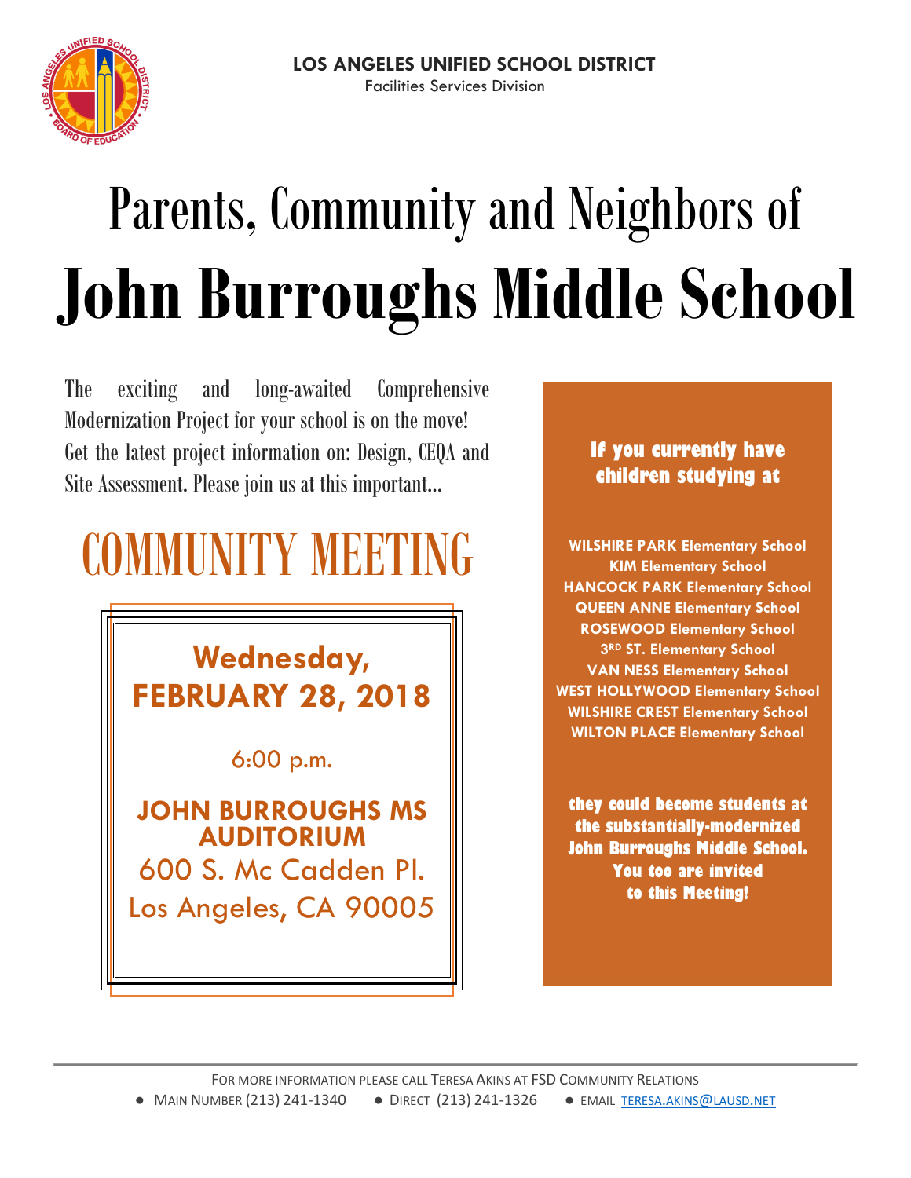**LOS ANGELES UNIFIED SCHOOL DISTRICT**
Facilities Services Division

# Parents, Community and Neighbors of

# John Burroughs Middle School

The exciting and long-awaited Comprehensive Modernization Project for your school is on the move! Get the latest project information on: Design, CEQA and Site Assessment. Please join us at this important...

## COMMUNITY MEETING

**Wednesday, FEBRUARY 28, 2018**

6:00 p.m.

**JOHN BURROUGHS MS AUDITORIUM**
600 S. Mc Cadden Pl.
Los Angeles, CA 90005

**If you currently have children studying at**

**WILSHIRE PARK Elementary School**
**KIM Elementary School**
**HANCOCK PARK Elementary School**
**QUEEN ANNE Elementary School**
**ROSEWOOD Elementary School**
**3RD ST. Elementary School**
**VAN NESS Elementary School**
**WEST HOLLYWOOD Elementary School**
**WILSHIRE CREST Elementary School**
**WILTON PLACE Elementary School**

**they could become students at the substantially-modernized John Burroughs Middle School. You too are invited to this Meeting!**

---

FOR MORE INFORMATION PLEASE CALL TERESA AKINS AT FSD COMMUNITY RELATIONS

- MAIN NUMBER (213) 241-1340
- DIRECT (213) 241-1326
- EMAIL TERESA.AKINS@LAUSD.NET